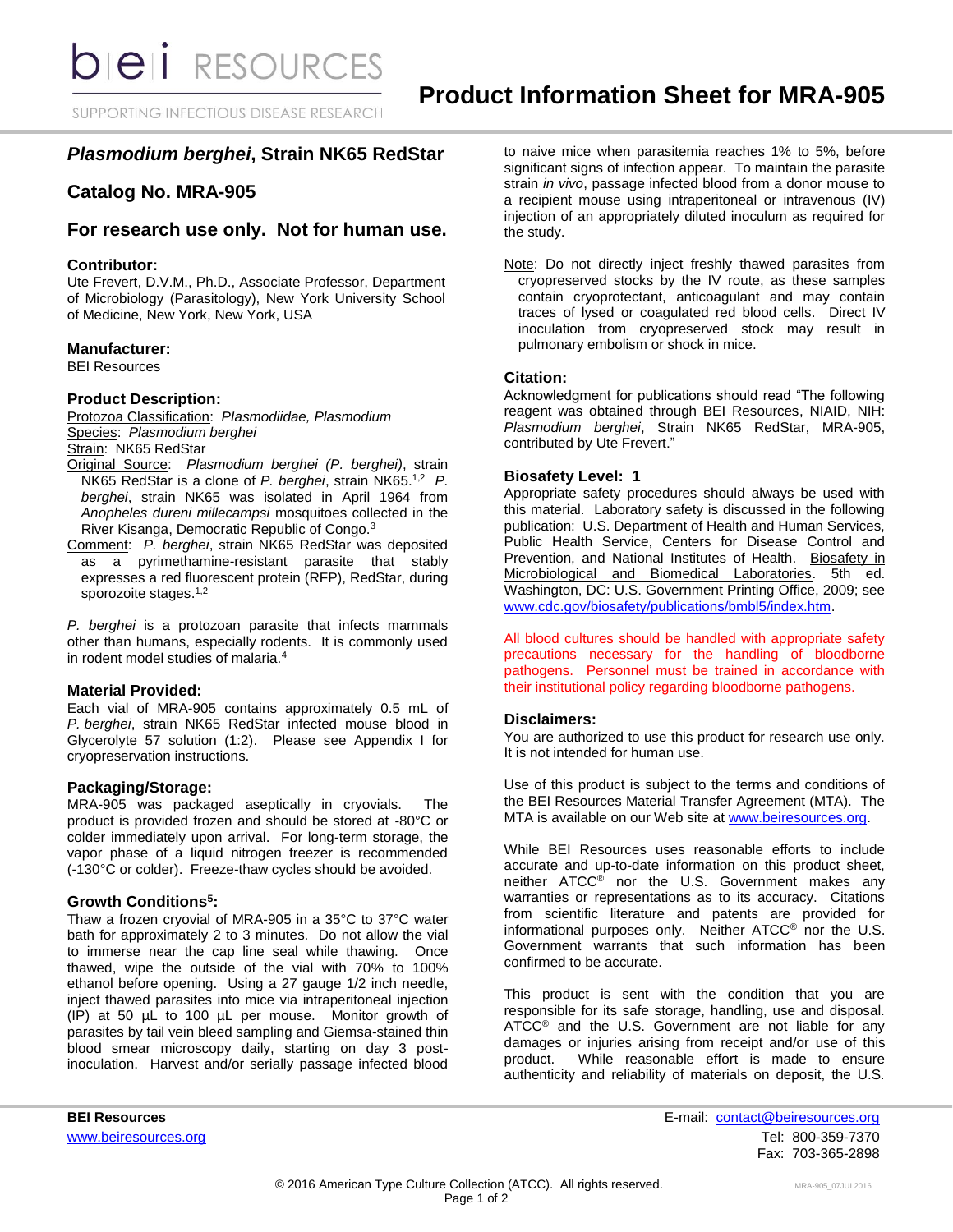# Product Information Sheet for MRA-905

## *Plasmodium berghei*, Strain NK65 RedStar

## Catalog No. MRA-905

## For research use only. Not for human use.

### Contributor:

Ute Frevert, D.V.M., Ph.D., Associate Professor, Department of Microbiology (Parasitology), New York University School of Medicine, New York, New York, USA

### Manufacturer:

BEI Resources

### Product Description:

Protozoa Classification: *Plasmodiidae, Plasmodium*
Species: *Plasmodium berghei*
Strain: NK65 RedStar
Original Source: *Plasmodium berghei (P. berghei)*, strain NK65 RedStar is a clone of *P. berghei*, strain NK65.[1,2] *P. berghei*, strain NK65 was isolated in April 1964 from *Anopheles dureni millecampsi* mosquitoes collected in the River Kisanga, Democratic Republic of Congo.[3]
Comment: *P. berghei*, strain NK65 RedStar was deposited as a pyrimethamine-resistant parasite that stably expresses a red fluorescent protein (RFP), RedStar, during sporozoite stages.[1,2]

*P. berghei* is a protozoan parasite that infects mammals other than humans, especially rodents. It is commonly used in rodent model studies of malaria.[4]

### Material Provided:

Each vial of MRA-905 contains approximately 0.5 mL of *P. berghei*, strain NK65 RedStar infected mouse blood in Glycerolyte 57 solution (1:2). Please see Appendix I for cryopreservation instructions.

### Packaging/Storage:

MRA-905 was packaged aseptically in cryovials. The product is provided frozen and should be stored at -80°C or colder immediately upon arrival. For long-term storage, the vapor phase of a liquid nitrogen freezer is recommended (-130°C or colder). Freeze-thaw cycles should be avoided.

### Growth Conditions[5]:

Thaw a frozen cryovial of MRA-905 in a 35°C to 37°C water bath for approximately 2 to 3 minutes. Do not allow the vial to immerse near the cap line seal while thawing. Once thawed, wipe the outside of the vial with 70% to 100% ethanol before opening. Using a 27 gauge 1/2 inch needle, inject thawed parasites into mice via intraperitoneal injection (IP) at 50 µL to 100 µL per mouse. Monitor growth of parasites by tail vein bleed sampling and Giemsa-stained thin blood smear microscopy daily, starting on day 3 post-inoculation. Harvest and/or serially passage infected blood to naive mice when parasitemia reaches 1% to 5%, before significant signs of infection appear. To maintain the parasite strain *in vivo*, passage infected blood from a donor mouse to a recipient mouse using intraperitoneal or intravenous (IV) injection of an appropriately diluted inoculum as required for the study.

Note: Do not directly inject freshly thawed parasites from cryopreserved stocks by the IV route, as these samples contain cryoprotectant, anticoagulant and may contain traces of lysed or coagulated red blood cells. Direct IV inoculation from cryopreserved stock may result in pulmonary embolism or shock in mice.

### Citation:

Acknowledgment for publications should read "The following reagent was obtained through BEI Resources, NIAID, NIH: *Plasmodium berghei*, Strain NK65 RedStar, MRA-905, contributed by Ute Frevert."

### Biosafety Level: 1

Appropriate safety procedures should always be used with this material. Laboratory safety is discussed in the following publication: U.S. Department of Health and Human Services, Public Health Service, Centers for Disease Control and Prevention, and National Institutes of Health. Biosafety in Microbiological and Biomedical Laboratories. 5th ed. Washington, DC: U.S. Government Printing Office, 2009; see www.cdc.gov/biosafety/publications/bmbl5/index.htm.

All blood cultures should be handled with appropriate safety precautions necessary for the handling of bloodborne pathogens. Personnel must be trained in accordance with their institutional policy regarding bloodborne pathogens.

### Disclaimers:

You are authorized to use this product for research use only. It is not intended for human use.

Use of this product is subject to the terms and conditions of the BEI Resources Material Transfer Agreement (MTA). The MTA is available on our Web site at www.beiresources.org.

While BEI Resources uses reasonable efforts to include accurate and up-to-date information on this product sheet, neither ATCC® nor the U.S. Government makes any warranties or representations as to its accuracy. Citations from scientific literature and patents are provided for informational purposes only. Neither ATCC® nor the U.S. Government warrants that such information has been confirmed to be accurate.

This product is sent with the condition that you are responsible for its safe storage, handling, use and disposal. ATCC® and the U.S. Government are not liable for any damages or injuries arising from receipt and/or use of this product. While reasonable effort is made to ensure authenticity and reliability of materials on deposit, the U.S.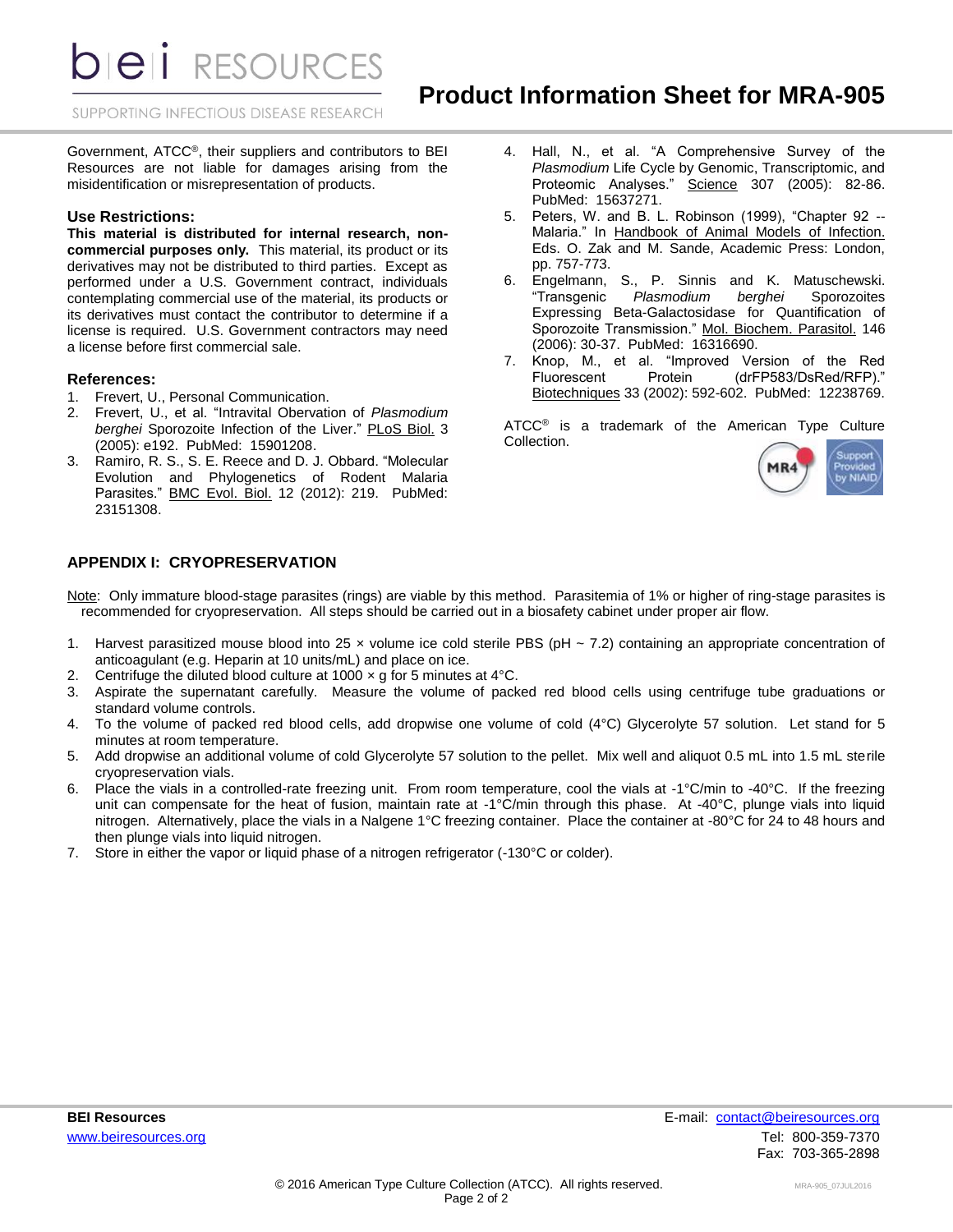Government, ATCC®, their suppliers and contributors to BEI Resources are not liable for damages arising from the misidentification or misrepresentation of products.

### Use Restrictions:

**This material is distributed for internal research, non-commercial purposes only.** This material, its product or its derivatives may not be distributed to third parties. Except as performed under a U.S. Government contract, individuals contemplating commercial use of the material, its products or its derivatives must contact the contributor to determine if a license is required. U.S. Government contractors may need a license before first commercial sale.

### References:

1. Frevert, U., Personal Communication.
2. Frevert, U., et al. "Intravital Obervation of *Plasmodium berghei* Sporozoite Infection of the Liver." PLoS Biol. 3 (2005): e192. PubMed: 15901208.
3. Ramiro, R. S., S. E. Reece and D. J. Obbard. "Molecular Evolution and Phylogenetics of Rodent Malaria Parasites." BMC Evol. Biol. 12 (2012): 219. PubMed: 23151308.
4. Hall, N., et al. "A Comprehensive Survey of the *Plasmodium* Life Cycle by Genomic, Transcriptomic, and Proteomic Analyses." Science 307 (2005): 82-86. PubMed: 15637271.
5. Peters, W. and B. L. Robinson (1999), "Chapter 92 -- Malaria." In Handbook of Animal Models of Infection. Eds. O. Zak and M. Sande, Academic Press: London, pp. 757-773.
6. Engelmann, S., P. Sinnis and K. Matuschewski. "Transgenic *Plasmodium berghei* Sporozoites Expressing Beta-Galactosidase for Quantification of Sporozoite Transmission." Mol. Biochem. Parasitol. 146 (2006): 30-37. PubMed: 16316690.
7. Knop, M., et al. "Improved Version of the Red Fluorescent Protein (drFP583/DsRed/RFP)." Biotechniques 33 (2002): 592-602. PubMed: 12238769.

ATCC® is a trademark of the American Type Culture Collection.

## APPENDIX I: CRYOPRESERVATION

Note: Only immature blood-stage parasites (rings) are viable by this method. Parasitemia of 1% or higher of ring-stage parasites is recommended for cryopreservation. All steps should be carried out in a biosafety cabinet under proper air flow.

1. Harvest parasitized mouse blood into 25 × volume ice cold sterile PBS (pH ~ 7.2) containing an appropriate concentration of anticoagulant (e.g. Heparin at 10 units/mL) and place on ice.
2. Centrifuge the diluted blood culture at 1000 × g for 5 minutes at 4°C.
3. Aspirate the supernatant carefully. Measure the volume of packed red blood cells using centrifuge tube graduations or standard volume controls.
4. To the volume of packed red blood cells, add dropwise one volume of cold (4°C) Glycerolyte 57 solution. Let stand for 5 minutes at room temperature.
5. Add dropwise an additional volume of cold Glycerolyte 57 solution to the pellet. Mix well and aliquot 0.5 mL into 1.5 mL sterile cryopreservation vials.
6. Place the vials in a controlled-rate freezing unit. From room temperature, cool the vials at -1°C/min to -40°C. If the freezing unit can compensate for the heat of fusion, maintain rate at -1°C/min through this phase. At -40°C, plunge vials into liquid nitrogen. Alternatively, place the vials in a Nalgene 1°C freezing container. Place the container at -80°C for 24 to 48 hours and then plunge vials into liquid nitrogen.
7. Store in either the vapor or liquid phase of a nitrogen refrigerator (-130°C or colder).